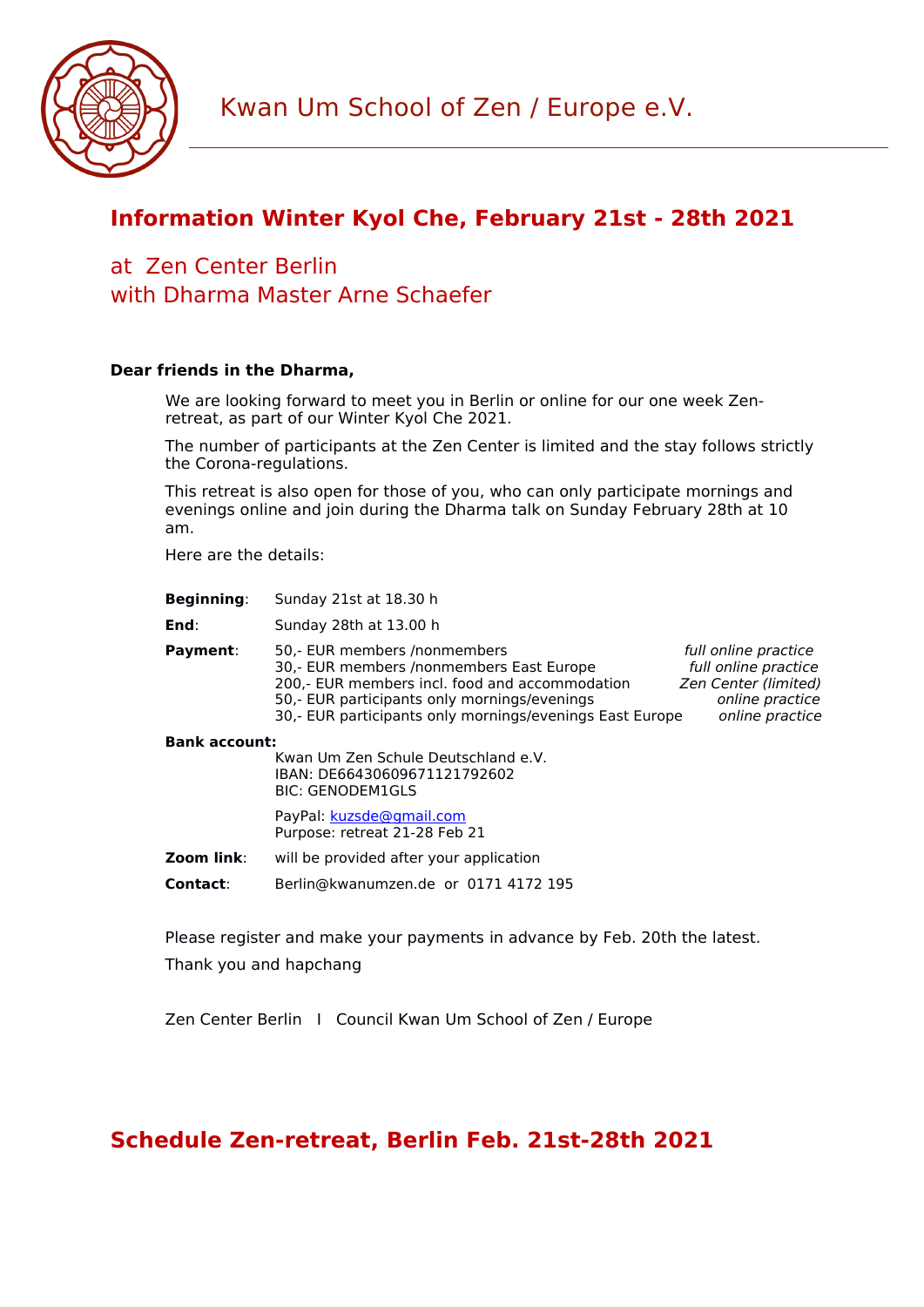# Kwan Um School of Zen / Europe e.V.

## Information Winter Kyol Che, February 21st - 28th 2021

### at Zen Center Berlin
### with Dharma Master Arne Schaefer

**Dear friends in the Dharma,**

We are looking forward to meet you in Berlin or online for our one week Zen-retreat, as part of our Winter Kyol Che 2021.

The number of participants at the Zen Center is limited and the stay follows strictly the Corona-regulations.

This retreat is also open for those of you, who can only participate mornings and evenings online and join during the Dharma talk on Sunday February 28th at 10 am.

Here are the details:

**Beginning**: Sunday 21st at 18.30 h

**End**: Sunday 28th at 13.00 h

**Payment**:

| | |
|---|---|
| 50,- EUR members /nonmembers | *full online practice* |
| 30,- EUR members /nonmembers East Europe | *full online practice* |
| 200,- EUR members incl. food and accommodation | *Zen Center (limited)* |
| 50,- EUR participants only mornings/evenings | *online practice* |
| 30,- EUR participants only mornings/evenings East Europe | *online practice* |

**Bank account:**

Kwan Um Zen Schule Deutschland e.V.
IBAN: DE66430609671121792602
BIC: GENODEM1GLS

PayPal: kuzsde@gmail.com
Purpose: retreat 21-28 Feb 21

**Zoom link**: will be provided after your application

**Contact**: Berlin@kwanumzen.de or 0171 4172 195

Please register and make your payments in advance by Feb. 20th the latest.

Thank you and hapchang

Zen Center Berlin I Council Kwan Um School of Zen / Europe

## Schedule Zen-retreat, Berlin Feb. 21st-28th 2021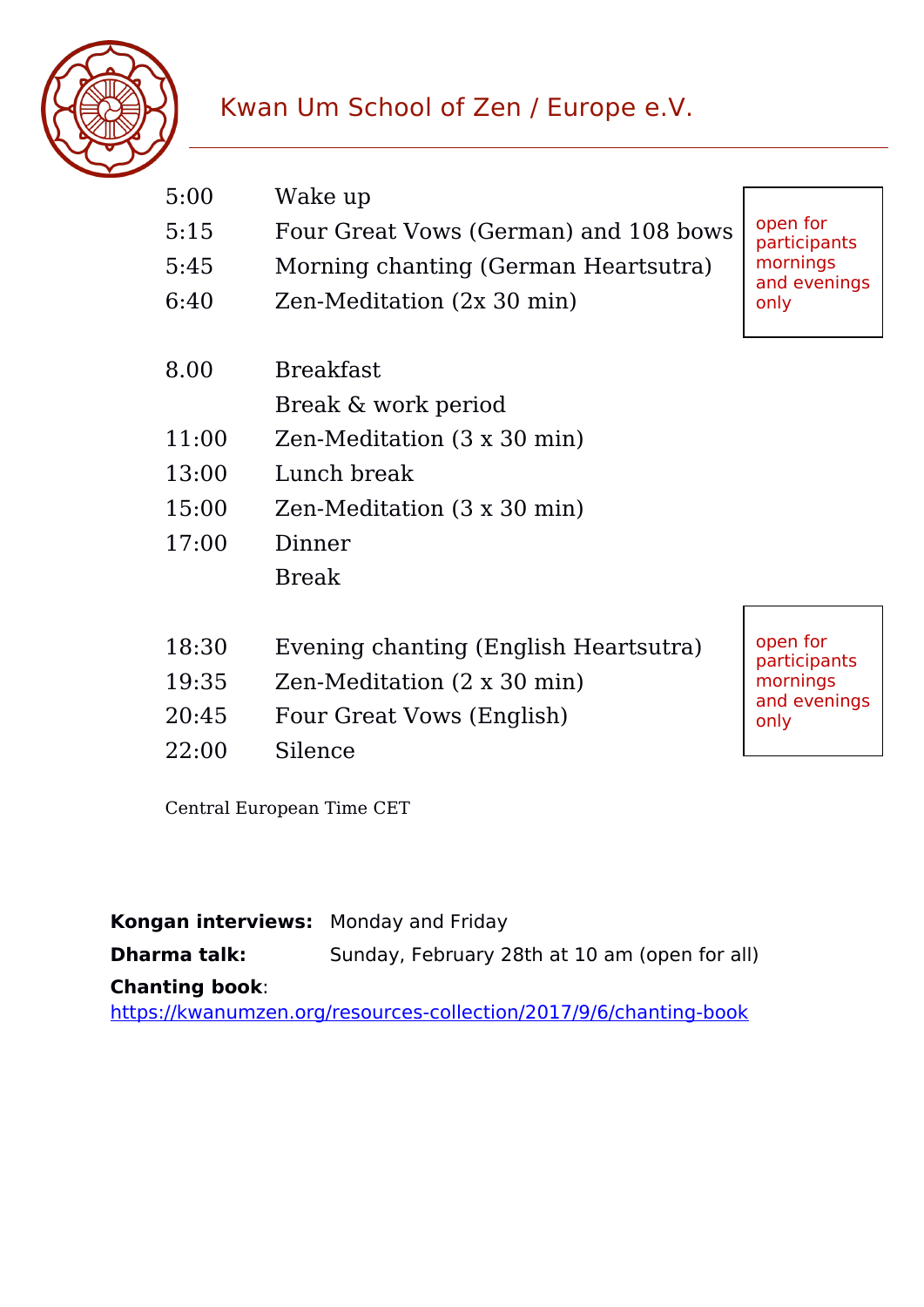Kwan Um School of Zen / Europe e.V.

| | | |
|---|---|---|
| 5:00 | Wake up | open for participants mornings and evenings only |
| 5:15 | Four Great Vows (German) and 108 bows | |
| 5:45 | Morning chanting (German Heartsutra) | |
| 6:40 | Zen-Meditation (2x 30 min) | |
| 8.00 | Breakfast | |
| | Break & work period | |
| 11:00 | Zen-Meditation (3 x 30 min) | |
| 13:00 | Lunch break | |
| 15:00 | Zen-Meditation (3 x 30 min) | |
| 17:00 | Dinner | |
| | Break | |
| 18:30 | Evening chanting (English Heartsutra) | open for participants mornings and evenings only |
| 19:35 | Zen-Meditation (2 x 30 min) | |
| 20:45 | Four Great Vows (English) | |
| 22:00 | Silence | |

Central European Time CET

**Kongan interviews:** Monday and Friday

**Dharma talk:** Sunday, February 28th at 10 am (open for all)

**Chanting book**:
https://kwanumzen.org/resources-collection/2017/9/6/chanting-book